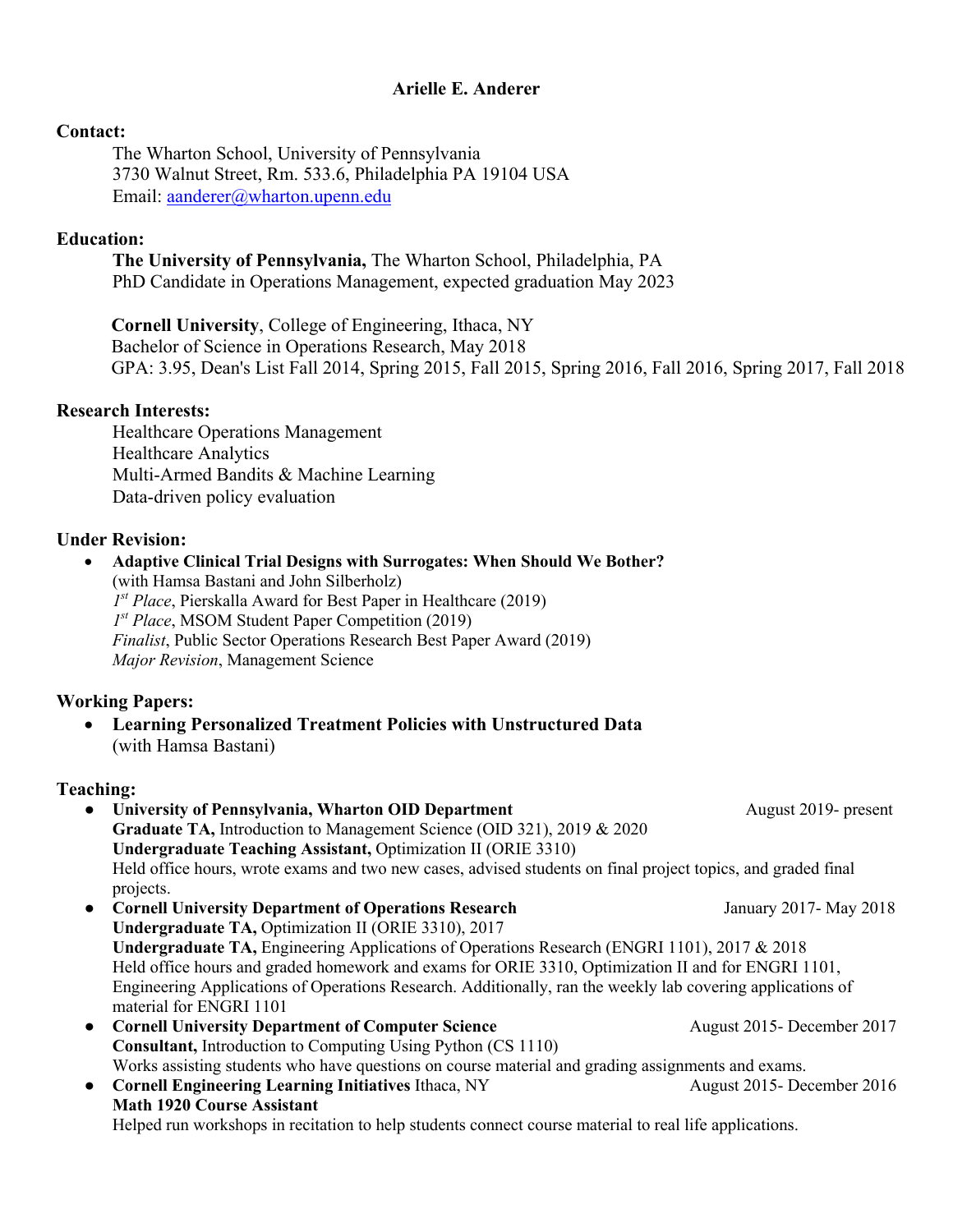# Arielle E. Anderer

## Contact:

The Wharton School, University of Pennsylvania
3730 Walnut Street, Rm. 533.6, Philadelphia PA 19104 USA
Email: aanderer@wharton.upenn.edu

## Education:

**The University of Pennsylvania,** The Wharton School, Philadelphia, PA
PhD Candidate in Operations Management, expected graduation May 2023

**Cornell University**, College of Engineering, Ithaca, NY
Bachelor of Science in Operations Research, May 2018
GPA: 3.95, Dean's List Fall 2014, Spring 2015, Fall 2015, Spring 2016, Fall 2016, Spring 2017, Fall 2018

## Research Interests:

Healthcare Operations Management
Healthcare Analytics
Multi-Armed Bandits & Machine Learning
Data-driven policy evaluation

## Under Revision:

- **Adaptive Clinical Trial Designs with Surrogates: When Should We Bother?**
  (with Hamsa Bastani and John Silberholz)
  *1st Place*, Pierskalla Award for Best Paper in Healthcare (2019)
  *1st Place*, MSOM Student Paper Competition (2019)
  *Finalist*, Public Sector Operations Research Best Paper Award (2019)
  *Major Revision*, Management Science

## Working Papers:

- **Learning Personalized Treatment Policies with Unstructured Data**
  (with Hamsa Bastani)

## Teaching:

- **University of Pennsylvania, Wharton OID Department** — August 2019- present
  **Graduate TA,** Introduction to Management Science (OID 321), 2019 & 2020
  **Undergraduate Teaching Assistant,** Optimization II (ORIE 3310)
  Held office hours, wrote exams and two new cases, advised students on final project topics, and graded final projects.
- **Cornell University Department of Operations Research** — January 2017- May 2018
  **Undergraduate TA,** Optimization II (ORIE 3310), 2017
  **Undergraduate TA,** Engineering Applications of Operations Research (ENGRI 1101), 2017 & 2018
  Held office hours and graded homework and exams for ORIE 3310, Optimization II and for ENGRI 1101, Engineering Applications of Operations Research. Additionally, ran the weekly lab covering applications of material for ENGRI 1101
- **Cornell University Department of Computer Science** — August 2015- December 2017
  **Consultant,** Introduction to Computing Using Python (CS 1110)
  Works assisting students who have questions on course material and grading assignments and exams.
- **Cornell Engineering Learning Initiatives** Ithaca, NY — August 2015- December 2016
  **Math 1920 Course Assistant**
  Helped run workshops in recitation to help students connect course material to real life applications.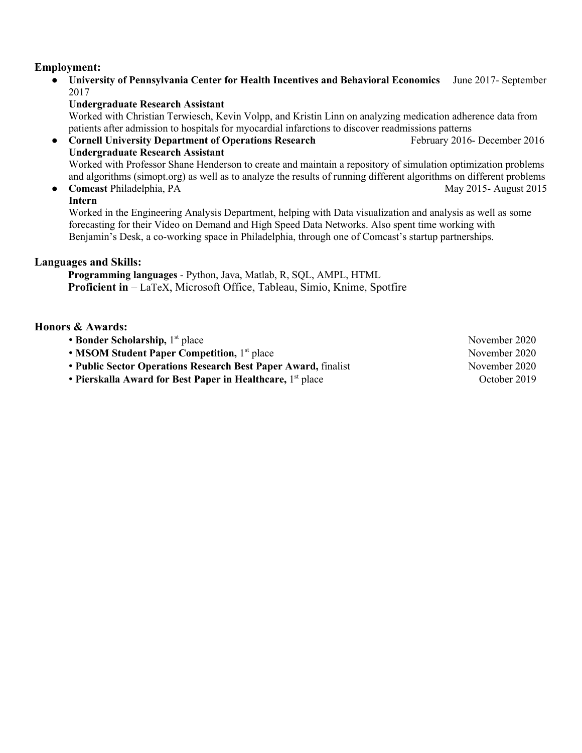## Employment:

- **University of Pennsylvania Center for Health Incentives and Behavioral Economics** June 2017- September 2017
  **Undergraduate Research Assistant**
  Worked with Christian Terwiesch, Kevin Volpp, and Kristin Linn on analyzing medication adherence data from patients after admission to hospitals for myocardial infarctions to discover readmissions patterns
- **Cornell University Department of Operations Research** February 2016- December 2016
  **Undergraduate Research Assistant**
  Worked with Professor Shane Henderson to create and maintain a repository of simulation optimization problems and algorithms (simopt.org) as well as to analyze the results of running different algorithms on different problems
- **Comcast** Philadelphia, PA May 2015- August 2015
  **Intern**
  Worked in the Engineering Analysis Department, helping with Data visualization and analysis as well as some forecasting for their Video on Demand and High Speed Data Networks. Also spent time working with Benjamin's Desk, a co-working space in Philadelphia, through one of Comcast's startup partnerships.

## Languages and Skills:

**Programming languages** - Python, Java, Matlab, R, SQL, AMPL, HTML
**Proficient in** – LaTeX, Microsoft Office, Tableau, Simio, Knime, Spotfire

## Honors & Awards:

- **Bonder Scholarship,** 1st place November 2020
- **MSOM Student Paper Competition,** 1st place November 2020
- **Public Sector Operations Research Best Paper Award,** finalist November 2020
- **Pierskalla Award for Best Paper in Healthcare,** 1st place October 2019